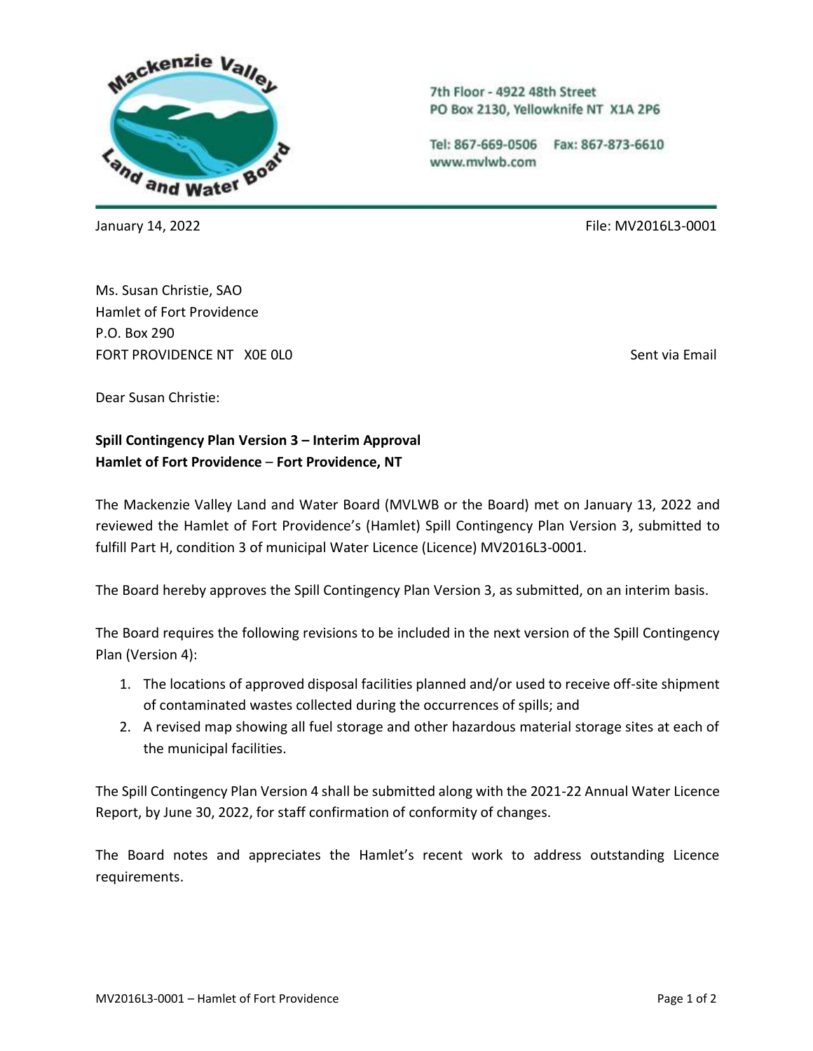7th Floor - 4922 48th Street
PO Box 2130, Yellowknife NT X1A 2P6

Tel: 867-669-0506 Fax: 867-873-6610
www.mvlwb.com

January 14, 2022 File: MV2016L3-0001

Ms. Susan Christie, SAO
Hamlet of Fort Providence
P.O. Box 290
FORT PROVIDENCE NT X0E 0L0 Sent via Email

Dear Susan Christie:

**Spill Contingency Plan Version 3 – Interim Approval**
**Hamlet of Fort Providence – Fort Providence, NT**

The Mackenzie Valley Land and Water Board (MVLWB or the Board) met on January 13, 2022 and reviewed the Hamlet of Fort Providence's (Hamlet) Spill Contingency Plan Version 3, submitted to fulfill Part H, condition 3 of municipal Water Licence (Licence) MV2016L3-0001.

The Board hereby approves the Spill Contingency Plan Version 3, as submitted, on an interim basis.

The Board requires the following revisions to be included in the next version of the Spill Contingency Plan (Version 4):

1. The locations of approved disposal facilities planned and/or used to receive off-site shipment of contaminated wastes collected during the occurrences of spills; and
2. A revised map showing all fuel storage and other hazardous material storage sites at each of the municipal facilities.

The Spill Contingency Plan Version 4 shall be submitted along with the 2021-22 Annual Water Licence Report, by June 30, 2022, for staff confirmation of conformity of changes.

The Board notes and appreciates the Hamlet's recent work to address outstanding Licence requirements.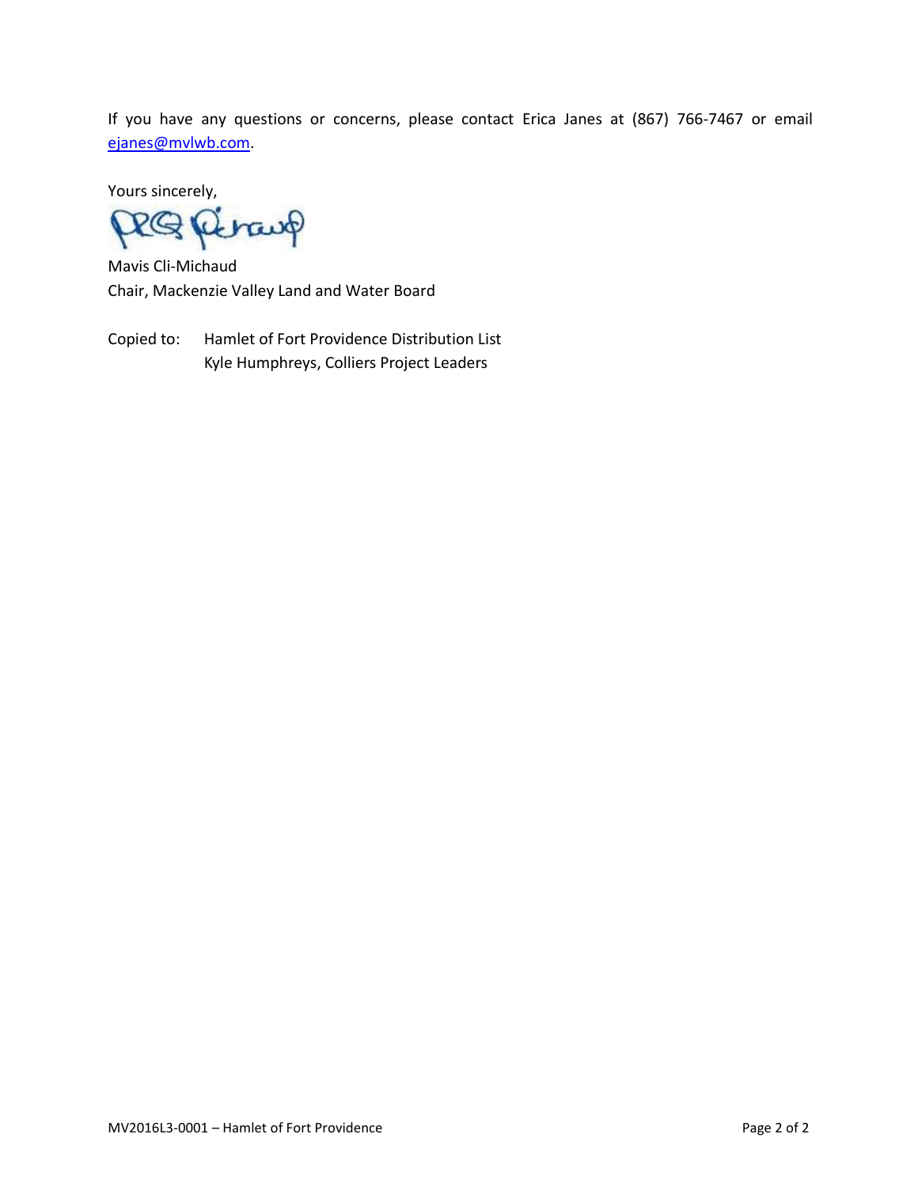If you have any questions or concerns, please contact Erica Janes at (867) 766-7467 or email ejanes@mvlwb.com.

Yours sincerely,

Mavis Cli-Michaud
Chair, Mackenzie Valley Land and Water Board

Copied to: Hamlet of Fort Providence Distribution List
Kyle Humphreys, Colliers Project Leaders